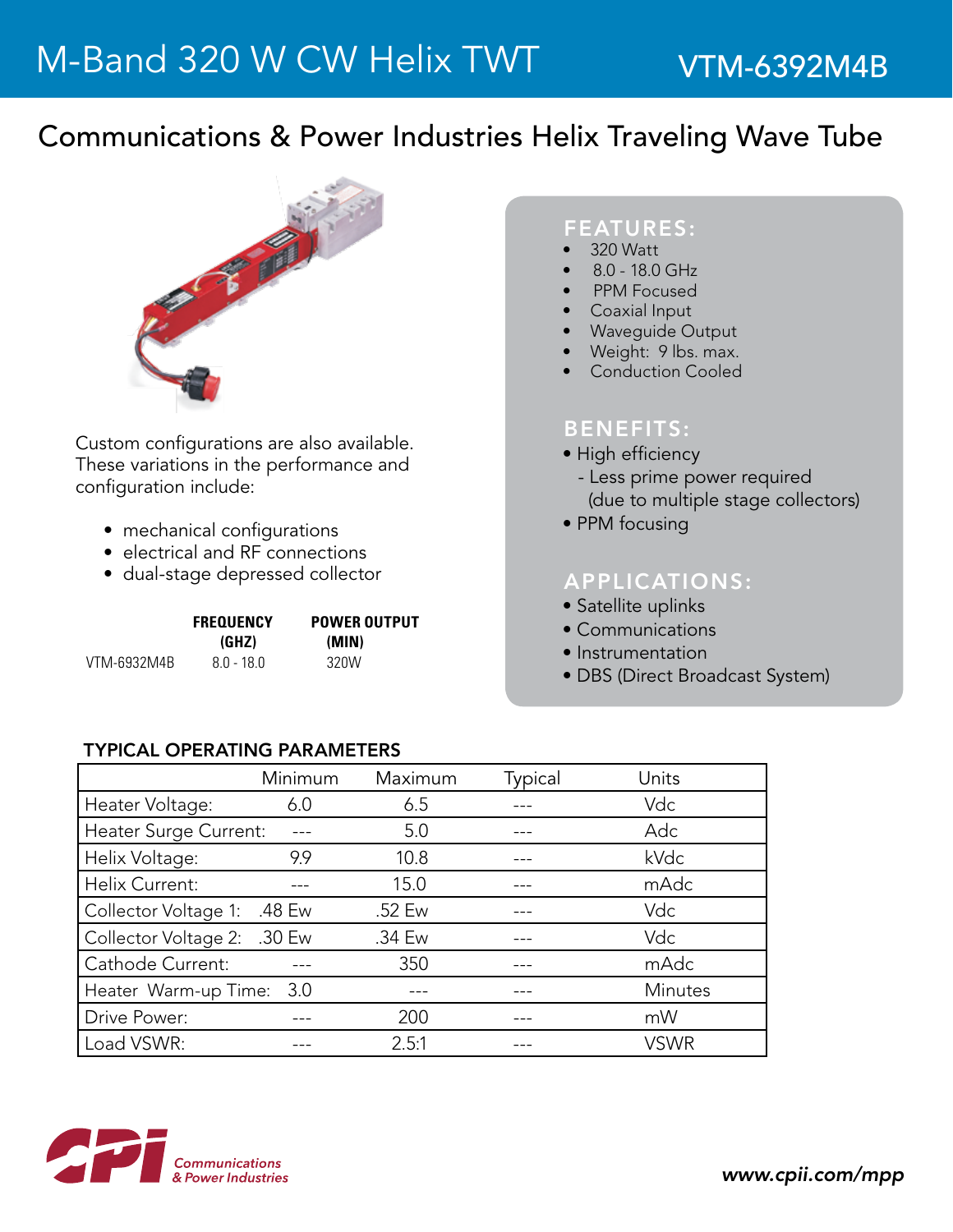# M-Band 320 W CW Helix TWT

VTM-6392M4B

## Communications & Power Industries Helix Traveling Wave Tube

Custom configurations are also available. These variations in the performance and configuration include:

- mechanical configurations
- electrical and RF connections
- dual-stage depressed collector

| | FREQUENCY (GHZ) | POWER OUTPUT (MIN) |
|---|---|---|
| VTM-6932M4B | 8.0 - 18.0 | 320W |

### FEATURES:

- 320 Watt
- 8.0 - 18.0 GHz
- PPM Focused
- Coaxial Input
- Waveguide Output
- Weight: 9 lbs. max.
- Conduction Cooled

### BENEFITS:

- High efficiency
  - Less prime power required (due to multiple stage collectors)
- PPM focusing

### APPLICATIONS:

- Satellite uplinks
- Communications
- Instrumentation
- DBS (Direct Broadcast System)

### TYPICAL OPERATING PARAMETERS

| | Minimum | Maximum | Typical | Units |
|---|---|---|---|---|
| Heater Voltage: | 6.0 | 6.5 | --- | Vdc |
| Heater Surge Current: | --- | 5.0 | --- | Adc |
| Helix Voltage: | 9.9 | 10.8 | --- | kVdc |
| Helix Current: | --- | 15.0 | --- | mAdc |
| Collector Voltage 1: | .48 Ew | .52 Ew | --- | Vdc |
| Collector Voltage 2: | .30 Ew | .34 Ew | --- | Vdc |
| Cathode Current: | --- | 350 | --- | mAdc |
| Heater Warm-up Time: | 3.0 | --- | --- | Minutes |
| Drive Power: | --- | 200 | --- | mW |
| Load VSWR: | --- | 2.5:1 | --- | VSWR |

CPI Communications & Power Industries

www.cpii.com/mpp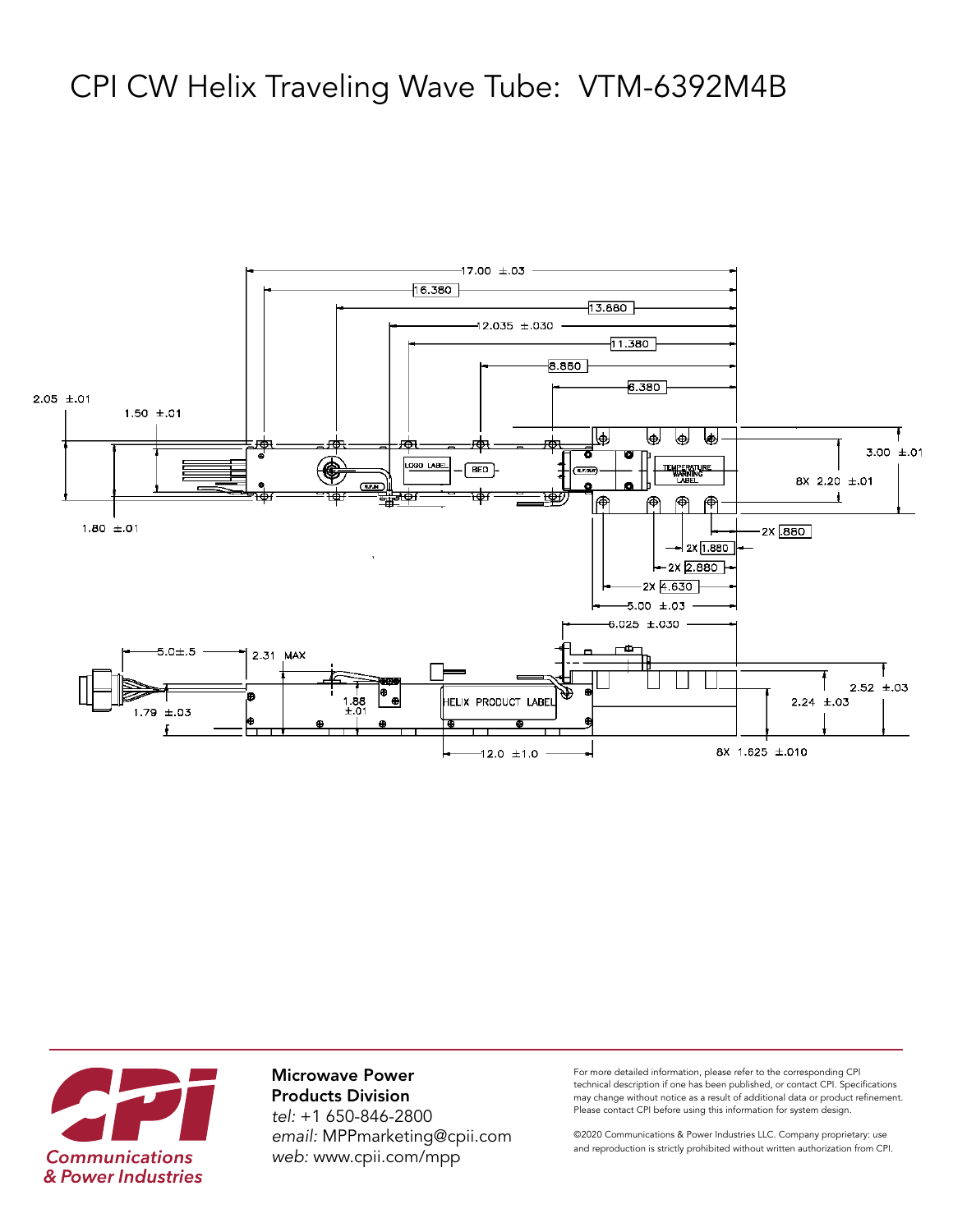# CPI CW Helix Traveling Wave Tube: VTM-6392M4B

17.00 ±.03
16.380
13.880
12.035 ±.030
11.380
8.880
6.380
2.05 ±.01
1.50 ±.01
1.80 ±.01
3.00 ±.01
8X 2.20 ±.01
LOGO LABEL
BED
RF IN
RF OUT
TEMPERATURE WARNING LABEL
2X .880
2X 1.880
2X 2.880
2X 4.630
5.00 ±.03
6.025 ±.030
5.0±.5
2.31 MAX
1.79 ±.03
1.88 ±.01
HELIX PRODUCT LABEL
2.52 ±.03
2.24 ±.03
12.0 ±1.0
8X 1.625 ±.010

**Microwave Power Products Division**
*tel:* +1 650-846-2800
*email:* MPPmarketing@cpii.com
*web:* www.cpii.com/mpp

For more detailed information, please refer to the corresponding CPI technical description if one has been published, or contact CPI. Specifications may change without notice as a result of additional data or product refinement. Please contact CPI before using this information for system design.

©2020 Communications & Power Industries LLC. Company proprietary: use and reproduction is strictly prohibited without written authorization from CPI.